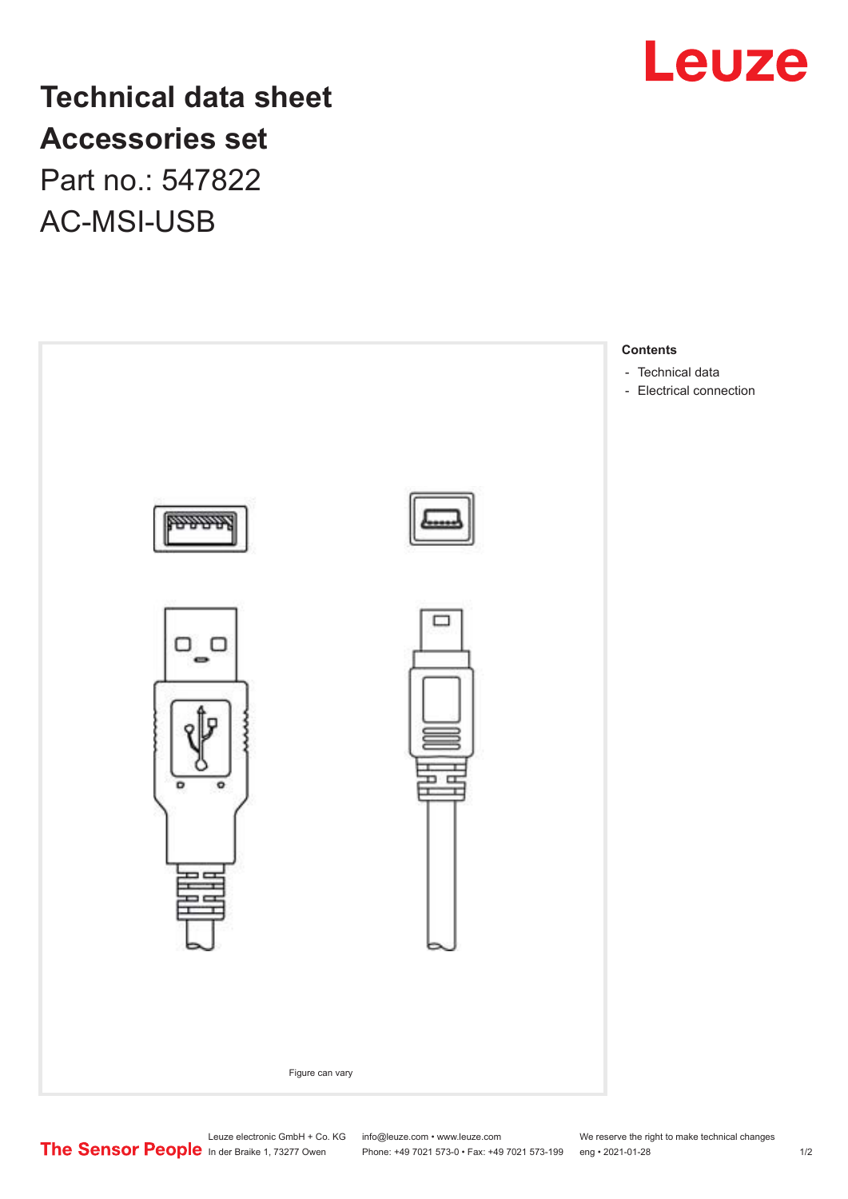# Technical data sheet
# Accessories set

Part no.: 547822

AC-MSI-USB

Figure can vary

**Contents**

- Technical data
- Electrical connection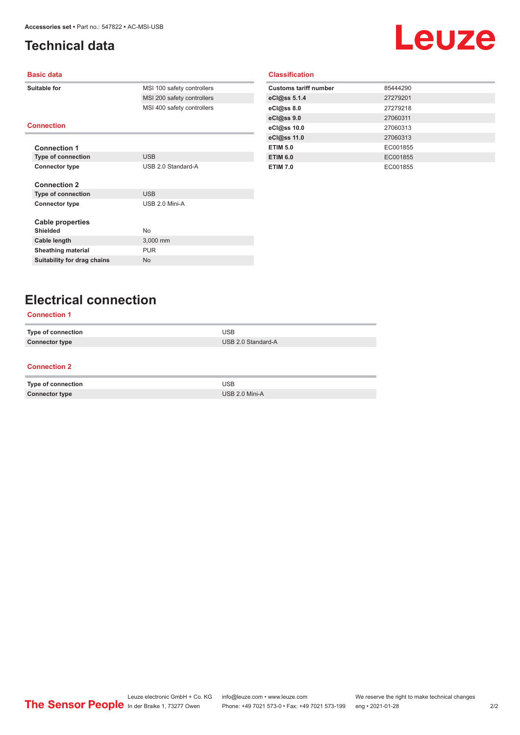# Technical data

## Basic data

| | |
|---|---|
| **Suitable for** | MSI 100 safety controllers |
| | MSI 200 safety controllers |
| | MSI 400 safety controllers |

## Connection

**Connection 1**

| | |
|---|---|
| **Type of connection** | USB |
| **Connector type** | USB 2.0 Standard-A |

**Connection 2**

| | |
|---|---|
| **Type of connection** | USB |
| **Connector type** | USB 2.0 Mini-A |

**Cable properties**

| | |
|---|---|
| **Shielded** | No |
| **Cable length** | 3,000 mm |
| **Sheathing material** | PUR |
| **Suitability for drag chains** | No |

## Classification

| | |
|---|---|
| **Customs tariff number** | 85444290 |
| **eCl@ss 5.1.4** | 27279201 |
| **eCl@ss 8.0** | 27279218 |
| **eCl@ss 9.0** | 27060311 |
| **eCl@ss 10.0** | 27060313 |
| **eCl@ss 11.0** | 27060313 |
| **ETIM 5.0** | EC001855 |
| **ETIM 6.0** | EC001855 |
| **ETIM 7.0** | EC001855 |

# Electrical connection

## Connection 1

| | |
|---|---|
| **Type of connection** | USB |
| **Connector type** | USB 2.0 Standard-A |

## Connection 2

| | |
|---|---|
| **Type of connection** | USB |
| **Connector type** | USB 2.0 Mini-A |